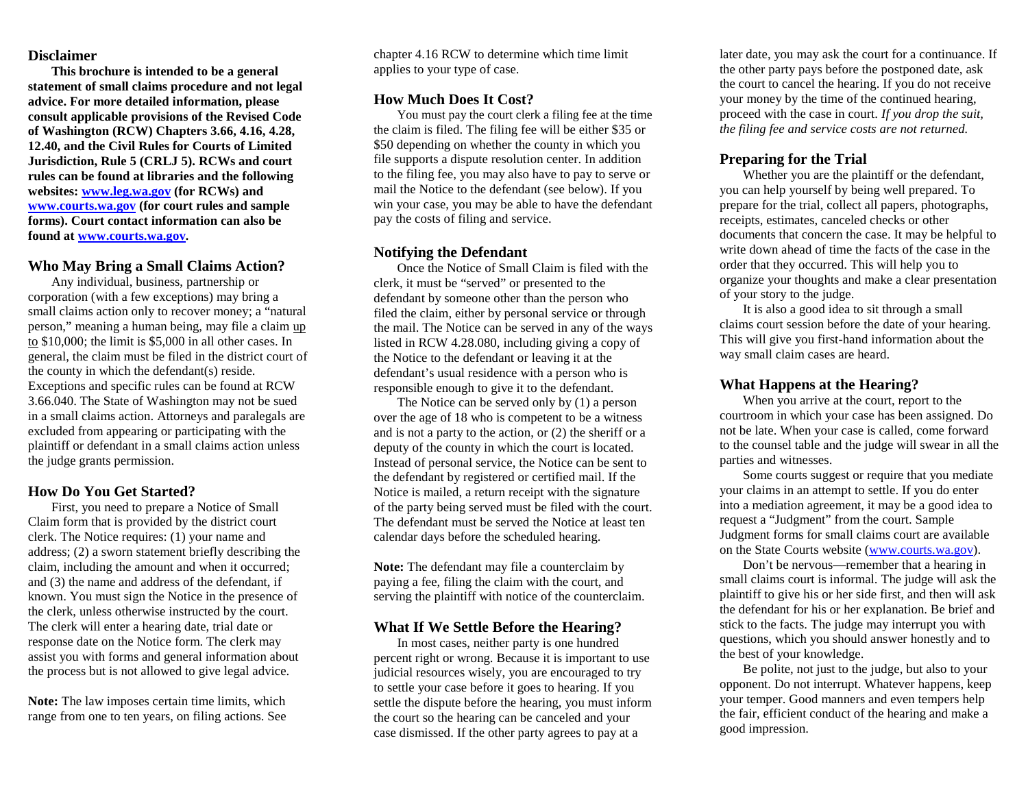## Disclaimer

**This brochure is intended to be a general statement of small claims procedure and not legal advice. For more detailed information, please consult applicable provisions of the Revised Code of Washington (RCW) Chapters 3.66, 4.16, 4.28, 12.40, and the Civil Rules for Courts of Limited Jurisdiction, Rule 5 (CRLJ 5). RCWs and court rules can be found at libraries and the following websites: [www.leg.wa.gov](http://www.leg.wa.gov) (for RCWs) and [www.courts.wa.gov](http://www.courts.wa.gov) (for court rules and sample forms). Court contact information can also be found at [www.courts.wa.gov](http://www.courts.wa.gov).**

## Who May Bring a Small Claims Action?

Any individual, business, partnership or corporation (with a few exceptions) may bring a small claims action only to recover money; a "natural person," meaning a human being, may file a claim up to $10,000; the limit is $5,000 in all other cases. In general, the claim must be filed in the district court of the county in which the defendant(s) reside. Exceptions and specific rules can be found at RCW 3.66.040. The State of Washington may not be sued in a small claims action. Attorneys and paralegals are excluded from appearing or participating with the plaintiff or defendant in a small claims action unless the judge grants permission.

## How Do You Get Started?

First, you need to prepare a Notice of Small Claim form that is provided by the district court clerk. The Notice requires: (1) your name and address; (2) a sworn statement briefly describing the claim, including the amount and when it occurred; and (3) the name and address of the defendant, if known. You must sign the Notice in the presence of the clerk, unless otherwise instructed by the court. The clerk will enter a hearing date, trial date or response date on the Notice form. The clerk may assist you with forms and general information about the process but is not allowed to give legal advice.

**Note:** The law imposes certain time limits, which range from one to ten years, on filing actions. See chapter 4.16 RCW to determine which time limit applies to your type of case.

## How Much Does It Cost?

You must pay the court clerk a filing fee at the time the claim is filed. The filing fee will be either $35 or $50 depending on whether the county in which you file supports a dispute resolution center. In addition to the filing fee, you may also have to pay to serve or mail the Notice to the defendant (see below). If you win your case, you may be able to have the defendant pay the costs of filing and service.

## Notifying the Defendant

Once the Notice of Small Claim is filed with the clerk, it must be "served" or presented to the defendant by someone other than the person who filed the claim, either by personal service or through the mail. The Notice can be served in any of the ways listed in RCW 4.28.080, including giving a copy of the Notice to the defendant or leaving it at the defendant's usual residence with a person who is responsible enough to give it to the defendant.

The Notice can be served only by (1) a person over the age of 18 who is competent to be a witness and is not a party to the action, or (2) the sheriff or a deputy of the county in which the court is located. Instead of personal service, the Notice can be sent to the defendant by registered or certified mail. If the Notice is mailed, a return receipt with the signature of the party being served must be filed with the court. The defendant must be served the Notice at least ten calendar days before the scheduled hearing.

**Note:** The defendant may file a counterclaim by paying a fee, filing the claim with the court, and serving the plaintiff with notice of the counterclaim.

## What If We Settle Before the Hearing?

In most cases, neither party is one hundred percent right or wrong. Because it is important to use judicial resources wisely, you are encouraged to try to settle your case before it goes to hearing. If you settle the dispute before the hearing, you must inform the court so the hearing can be canceled and your case dismissed. If the other party agrees to pay at a later date, you may ask the court for a continuance. If the other party pays before the postponed date, ask the court to cancel the hearing. If you do not receive your money by the time of the continued hearing, proceed with the case in court. *If you drop the suit, the filing fee and service costs are not returned.*

## Preparing for the Trial

Whether you are the plaintiff or the defendant, you can help yourself by being well prepared. To prepare for the trial, collect all papers, photographs, receipts, estimates, canceled checks or other documents that concern the case. It may be helpful to write down ahead of time the facts of the case in the order that they occurred. This will help you to organize your thoughts and make a clear presentation of your story to the judge.

It is also a good idea to sit through a small claims court session before the date of your hearing. This will give you first-hand information about the way small claim cases are heard.

## What Happens at the Hearing?

When you arrive at the court, report to the courtroom in which your case has been assigned. Do not be late. When your case is called, come forward to the counsel table and the judge will swear in all the parties and witnesses.

Some courts suggest or require that you mediate your claims in an attempt to settle. If you do enter into a mediation agreement, it may be a good idea to request a "Judgment" from the court. Sample Judgment forms for small claims court are available on the State Courts website ([www.courts.wa.gov](http://www.courts.wa.gov)).

Don't be nervous—remember that a hearing in small claims court is informal. The judge will ask the plaintiff to give his or her side first, and then will ask the defendant for his or her explanation. Be brief and stick to the facts. The judge may interrupt you with questions, which you should answer honestly and to the best of your knowledge.

Be polite, not just to the judge, but also to your opponent. Do not interrupt. Whatever happens, keep your temper. Good manners and even tempers help the fair, efficient conduct of the hearing and make a good impression.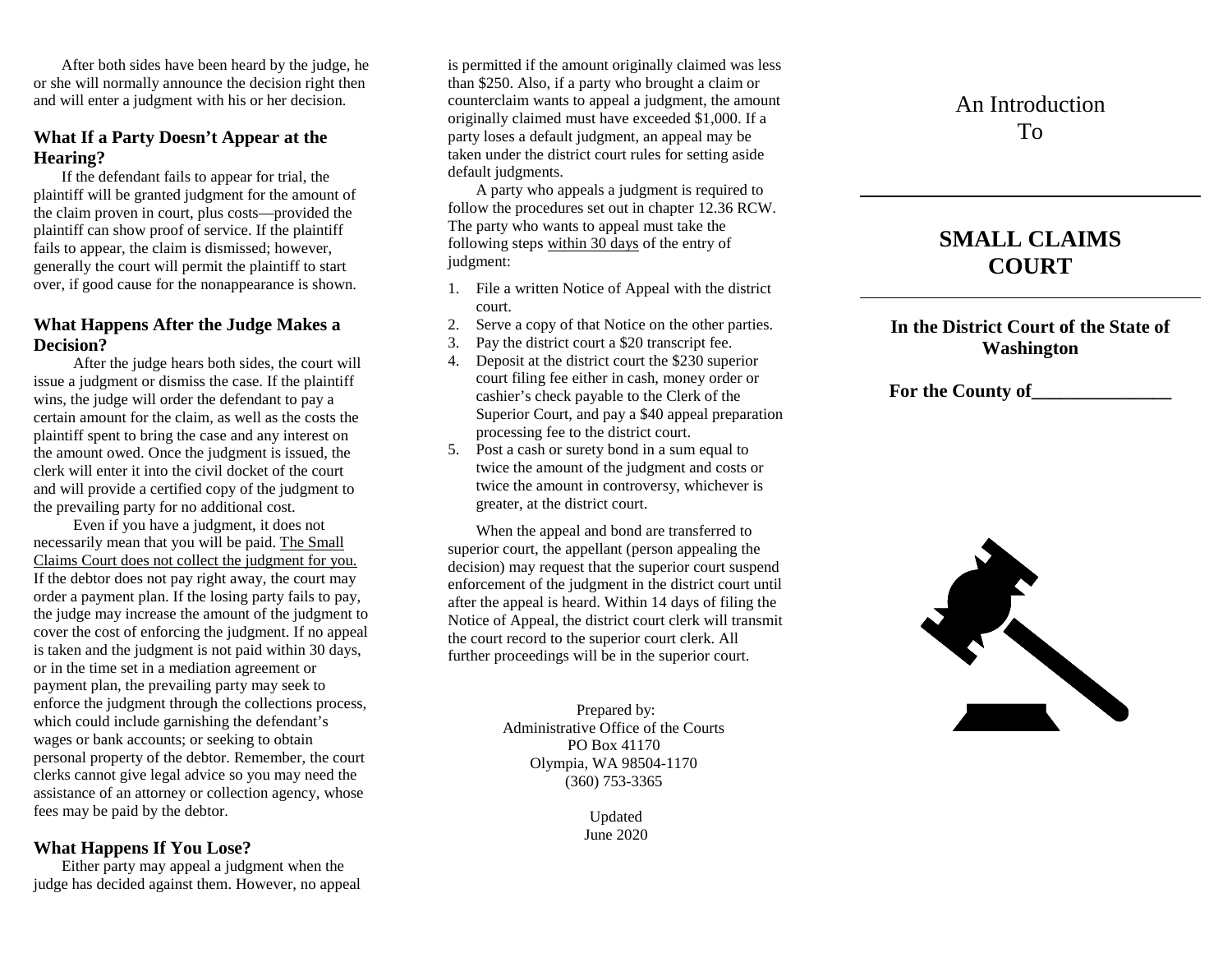After both sides have been heard by the judge, he or she will normally announce the decision right then and will enter a judgment with his or her decision.

### What If a Party Doesn't Appear at the Hearing?

If the defendant fails to appear for trial, the plaintiff will be granted judgment for the amount of the claim proven in court, plus costs—provided the plaintiff can show proof of service. If the plaintiff fails to appear, the claim is dismissed; however, generally the court will permit the plaintiff to start over, if good cause for the nonappearance is shown.

### What Happens After the Judge Makes a Decision?

After the judge hears both sides, the court will issue a judgment or dismiss the case. If the plaintiff wins, the judge will order the defendant to pay a certain amount for the claim, as well as the costs the plaintiff spent to bring the case and any interest on the amount owed. Once the judgment is issued, the clerk will enter it into the civil docket of the court and will provide a certified copy of the judgment to the prevailing party for no additional cost.

Even if you have a judgment, it does not necessarily mean that you will be paid. The Small Claims Court does not collect the judgment for you. If the debtor does not pay right away, the court may order a payment plan. If the losing party fails to pay, the judge may increase the amount of the judgment to cover the cost of enforcing the judgment. If no appeal is taken and the judgment is not paid within 30 days, or in the time set in a mediation agreement or payment plan, the prevailing party may seek to enforce the judgment through the collections process, which could include garnishing the defendant's wages or bank accounts; or seeking to obtain personal property of the debtor. Remember, the court clerks cannot give legal advice so you may need the assistance of an attorney or collection agency, whose fees may be paid by the debtor.

### What Happens If You Lose?

Either party may appeal a judgment when the judge has decided against them. However, no appeal is permitted if the amount originally claimed was less than $250. Also, if a party who brought a claim or counterclaim wants to appeal a judgment, the amount originally claimed must have exceeded $1,000. If a party loses a default judgment, an appeal may be taken under the district court rules for setting aside default judgments.

A party who appeals a judgment is required to follow the procedures set out in chapter 12.36 RCW. The party who wants to appeal must take the following steps within 30 days of the entry of judgment:

1. File a written Notice of Appeal with the district court.
2. Serve a copy of that Notice on the other parties.
3. Pay the district court a $20 transcript fee.
4. Deposit at the district court the $230 superior court filing fee either in cash, money order or cashier's check payable to the Clerk of the Superior Court, and pay a $40 appeal preparation processing fee to the district court.
5. Post a cash or surety bond in a sum equal to twice the amount of the judgment and costs or twice the amount in controversy, whichever is greater, at the district court.

When the appeal and bond are transferred to superior court, the appellant (person appealing the decision) may request that the superior court suspend enforcement of the judgment in the district court until after the appeal is heard. Within 14 days of filing the Notice of Appeal, the district court clerk will transmit the court record to the superior court clerk. All further proceedings will be in the superior court.

Prepared by:
Administrative Office of the Courts
PO Box 41170
Olympia, WA 98504-1170
(360) 753-3365

Updated
June 2020

An Introduction
To

# SMALL CLAIMS COURT

**In the District Court of the State of Washington**

**For the County of_______________**